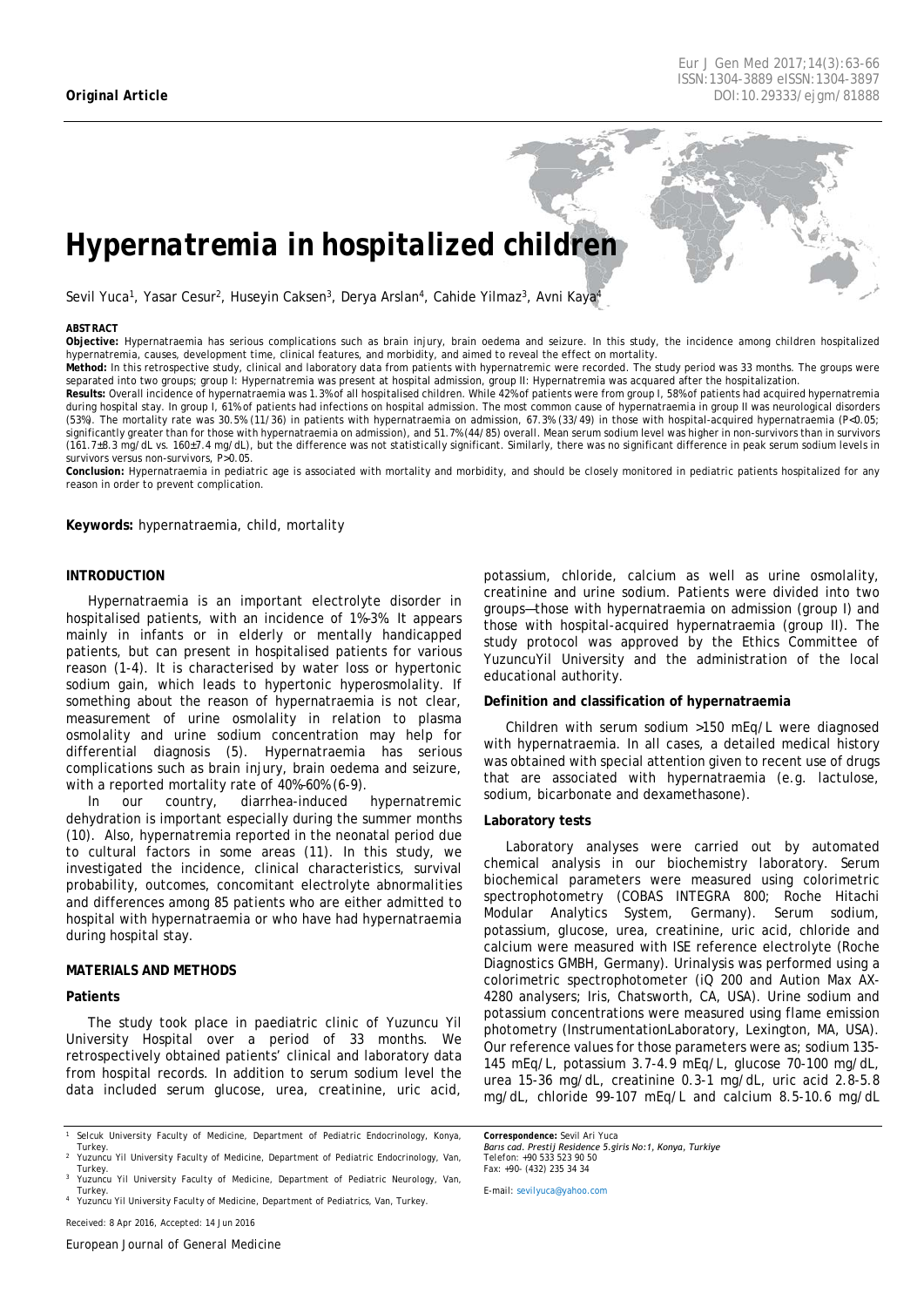**Original Article**

# Hypernatremia in hospitalized children

Sevil Yuca[1], Yasar Cesur[2], Huseyin Caksen[3], Derya Arslan[4], Cahide Yilmaz[3], Avni Kaya[4]

**ABSTRACT**

**Objective:** Hypernatraemia has serious complications such as brain injury, brain oedema and seizure. In this study, the incidence among children hospitalized hypernatremia, causes, development time, clinical features, and morbidity, and aimed to reveal the effect on mortality.

**Method:** In this retrospective study, clinical and laboratory data from patients with hypernatremic were recorded. The study period was 33 months. The groups were separated into two groups; group I: Hypernatremia was present at hospital admission, group II: Hypernatremia was acquared after the hospitalization.

**Results:** Overall incidence of hypernatraemia was 1.3% of all hospitalised children. While 42% of patients were from group I, 58% of patients had acquired hypernatremia during hospital stay. In group I, 61% of patients had infections on hospital admission. The most common cause of hypernatraemia in group II was neurological disorders (53%). The mortality rate was 30.5% (11/36) in patients with hypernatraemia on admission, 67.3% (33/49) in those with hospital-acquired hypernatraemia (P<0.05; significantly greater than for those with hypernatraemia on admission), and 51.7% (44/85) overall. Mean serum sodium level was higher in non-survivors than in survivors (161.7±8.3 mg/dL vs. 160±7.4 mg/dL), but the difference was not statistically significant. Similarly, there was no significant difference in peak serum sodium levels in survivors versus non-survivors, P>0.05.

**Conclusion:** Hypernatraemia in pediatric age is associated with mortality and morbidity, and should be closely monitored in pediatric patients hospitalized for any reason in order to prevent complication.

**Keywords:** hypernatraemia, child, mortality

## INTRODUCTION

Hypernatraemia is an important electrolyte disorder in hospitalised patients, with an incidence of 1%-3%. It appears mainly in infants or in elderly or mentally handicapped patients, but can present in hospitalised patients for various reason (1-4). It is characterised by water loss or hypertonic sodium gain, which leads to hypertonic hyperosmolality. If something about the reason of hypernatraemia is not clear, measurement of urine osmolality in relation to plasma osmolality and urine sodium concentration may help for differential diagnosis (5). Hypernatraemia has serious complications such as brain injury, brain oedema and seizure, with a reported mortality rate of 40%-60% (6-9).

In our country, diarrhea-induced hypernatremic dehydration is important especially during the summer months (10). Also, hypernatremia reported in the neonatal period due to cultural factors in some areas (11). In this study, we investigated the incidence, clinical characteristics, survival probability, outcomes, concomitant electrolyte abnormalities and differences among 85 patients who are either admitted to hospital with hypernatraemia or who have had hypernatraemia during hospital stay.

## MATERIALS AND METHODS

### Patients

The study took place in paediatric clinic of Yuzuncu Yil University Hospital over a period of 33 months. We retrospectively obtained patients' clinical and laboratory data from hospital records. In addition to serum sodium level the data included serum glucose, urea, creatinine, uric acid, potassium, chloride, calcium as well as urine osmolality, creatinine and urine sodium. Patients were divided into two groups—those with hypernatraemia on admission (group I) and those with hospital-acquired hypernatraemia (group II). The study protocol was approved by the Ethics Committee of YuzuncuYil University and the administration of the local educational authority.

### Definition and classification of hypernatraemia

Children with serum sodium >150 mEq/L were diagnosed with hypernatraemia. In all cases, a detailed medical history was obtained with special attention given to recent use of drugs that are associated with hypernatraemia (e.g. lactulose, sodium, bicarbonate and dexamethasone).

### Laboratory tests

Laboratory analyses were carried out by automated chemical analysis in our biochemistry laboratory. Serum biochemical parameters were measured using colorimetric spectrophotometry (COBAS INTEGRA 800; Roche Hitachi Modular Analytics System, Germany). Serum sodium, potassium, glucose, urea, creatinine, uric acid, chloride and calcium were measured with ISE reference electrolyte (Roche Diagnostics GMBH, Germany). Urinalysis was performed using a colorimetric spectrophotometer (iQ 200 and Aution Max AX-4280 analysers; Iris, Chatsworth, CA, USA). Urine sodium and potassium concentrations were measured using flame emission photometry (InstrumentationLaboratory, Lexington, MA, USA). Our reference values for those parameters were as; sodium 135-145 mEq/L, potassium 3.7-4.9 mEq/L, glucose 70-100 mg/dL, urea 15-36 mg/dL, creatinine 0.3-1 mg/dL, uric acid 2.8-5.8 mg/dL, chloride 99-107 mEq/L and calcium 8.5-10.6 mg/dL

---

[1] Selcuk University Faculty of Medicine, Department of Pediatric Endocrinology, Konya, Turkey.
[2] Yuzuncu Yil University Faculty of Medicine, Department of Pediatric Endocrinology, Van, Turkey.
[3] Yuzuncu Yil University Faculty of Medicine, Department of Pediatric Neurology, Van, Turkey.
[4] Yuzuncu Yil University Faculty of Medicine, Department of Pediatrics, Van, Turkey.

Received: 8 Apr 2016, Accepted: 14 Jun 2016

**Correspondence:** Sevil Ari Yuca
*Barıs cad. Prestij Residence 5.giris No:1, Konya, Turkiye*
Telefon: +90 533 523 90 50
Fax: +90- (432) 235 34 34

E-mail: sevilyuca@yahoo.com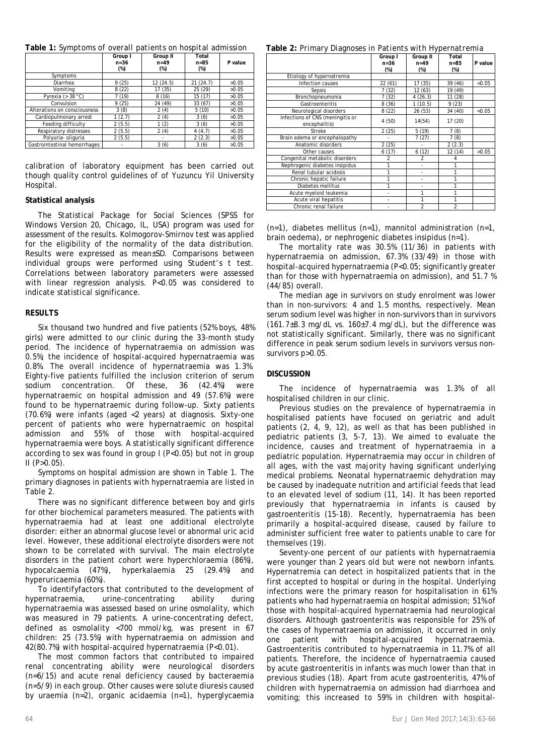**Table 1:** *Symptoms of overall patients on hospital admission*

| | Group I n=36 (%) | Group II n=49 (%) | Total n=85 (%) | P value |
|---|---|---|---|---|
| Symptoms | | | | |
| Diarrhea | 9 (25) | 12 (24.5) | 21 (24.7) | >0.05 |
| Vomiting | 8 (22) | 17 (35) | 25 (29) | >0.05 |
| Pyrexia (> 38 °C) | 7 (19) | 8 (16) | 15 (17) | >0.05 |
| Convulsion | 9 (25) | 24 (49) | 33 (67) | >0.05 |
| Alterations on consciousness | 3 (8) | 2 (4) | 5 (10) | >0.05 |
| Cardiopulmonary arrest | 1 (2.7) | 2 (4) | 3 (6) | >0.05 |
| Feeding difficulty | 2 (5.5) | 1 (2) | 3 (6) | >0.05 |
| Respiratory distresses | 2 (5.5) | 2 (4) | 4 (4.7) | >0.05 |
| Polyuria- oliguria | 2 (5.5) | - | 2 (2.3) | >0.05 |
| Gastrointestinal hemorrhages | - | 3 (6) | 3 (6) | >0.05 |

calibration of laboratory equipment has been carried out though quality control guidelines of of Yuzuncu Yil University Hospital.

**Statistical analysis**

The Statistical Package for Social Sciences (SPSS for Windows Version 20, Chicago, IL, USA) program was used for assessment of the results. Kolmogorov-Smirnov test was applied for the eligibility of the normality of the data distribution. Results were expressed as mean±SD. Comparisons between individual groups were performed using Student's t test. Correlations between laboratory parameters were assessed with linear regression analysis. P<0.05 was considered to indicate statistical significance.

**RESULTS**

Six thousand two hundred and five patients (52% boys, 48% girls) were admitted to our clinic during the 33-month study period. The incidence of hypernatraemia on admission was 0.5%; the incidence of hospital-acquired hypernatraemia was 0.8%. The overall incidence of hypernatraemia was 1.3%. Eighty-five patients fulfilled the inclusion criterion of serum sodium concentration. Of these, 36 (42.4%) were hypernatraemic on hospital admission and 49 (57.6%) were found to be hypernatraemic during follow-up. Sixty patients (70.6%) were infants (aged <2 years) at diagnosis. Sixty-one percent of patients who were hypernatraemic on hospital admission and 55% of those with hospital-acquired hypernatraemia were boys. A statistically significant difference according to sex was found in group I (P<0.05) but not in group II (P>0.05).

Symptoms on hospital admission are shown in Table 1. The primary diagnoses in patients with hypernatraemia are listed in Table 2.

**Table 2:** *Primary Diagnoses in Patients with Hypernatremia*

| | Group I n=36 (%) | Group II n=49 (%) | Total n=85 (%) | P value |
|---|---|---|---|---|
| Etiology of hypernatremia | | | | |
| Infection causes | 22 (61) | 17 (35) | 39 (46) | <0.05 |
| Sepsis | 7 (32) | 12 (63) | 19 (49) | |
| Bronchopneumonia | 7 (32) | 4 (26.3) | 11 (28) | |
| Gastroenteritis | 8 (36) | 1 (10.5) | 9 (23) | |
| Neurological disorders | 8 (22) | 26 (53) | 34 (40) | <0.05 |
| Infections of CNS (meningitis or encephalitis) | 4 (50) | 14(54) | 17 (20) | |
| Stroke | 2 (25) | 5 (19) | 7 (8) | |
| Brain edema or encephalopathy | - | 7 (27) | 7 (8) | |
| Anatomic disorders | 2 (25) | - | 2 (2.3) | |
| Other causes | 6 (17) | 6 (12) | 12 (14) | >0.05 |
| Congenital metabolic disorders | 2 | 2 | 4 | |
| Nephrogenic diabetes insipidus | 1 | - | 1 | |
| Renal tubular acidosis | 1 | - | 1 | |
| Chronic hepatic failure | 1 | - | 1 | |
| Diabetes mellitus | 1 | - | 1 | |
| Acute myeloid leukemia | - | 1 | 1 | |
| Acute viral hepatitis | - | 1 | 1 | |
| Chronic renal failure | - | 2 | 2 | |

There was no significant difference between boy and girls for other biochemical parameters measured. The patients with hypernatraemia had at least one additional electrolyte disorder: either an abnormal glucose level or abnormal uric acid level. However, these additional electrolyte disorders were not shown to be correlated with survival. The main electrolyte disorders in the patient cohort were hyperchloraemia (86%), hypocalcaemia (47%), hyperkalaemia 25 (29.4%) and hyperuricaemia (60%).

To identifyfactors that contributed to the development of hypernatraemia, urine-concentrating ability during hypernatraemia was assessed based on urine osmolality, which was measured in 79 patients. A urine-concentrating defect, defined as osmolality <700 mmol/kg, was present in 67 children: 25 (73.5%) with hypernatraemia on admission and 42(80.7%) with hospital-acquired hypernatraemia (P<0.01).

The most common factors that contributed to impaired renal concentrating ability were neurological disorders (n=6/15) and acute renal deficiency caused by bacteraemia (n=5/9) in each group. Other causes were solute diuresis caused by uraemia (n=2), organic acidaemia (n=1), hyperglycaemia (n=1), diabetes mellitus (n=1), mannitol administration (n=1, brain oedema), or nephrogenic diabetes insipidus (n=1).

The mortality rate was 30.5% (11/36) in patients with hypernatraemia on admission, 67.3% (33/49) in those with hospital-acquired hypernatraemia (P<0.05; significantly greater than for those with hypernatraemia on admission), and 51.7 % (44/85) overall.

The median age in survivors on study enrolment was lower than in non-survivors: 4 and 1.5 months, respectively. Mean serum sodium level was higher in non-survivors than in survivors (161.7±8.3 mg/dL vs. 160±7.4 mg/dL), but the difference was not statistically significant. Similarly, there was no significant difference in peak serum sodium levels in survivors versus non-survivors p>0.05.

**DISCUSSION**

The incidence of hypernatraemia was 1.3% of all hospitalised children in our clinic.

Previous studies on the prevalence of hypernatraemia in hospitalised patients have focused on geriatric and adult patients (2, 4, 9, 12), as well as that has been published in pediatric patients (3, 5-7, 13). We aimed to evaluate the incidence, causes and treatment of hypernatraemia in a pediatric population. Hypernatraemia may occur in children of all ages, with the vast majority having significant underlying medical problems. Neonatal hypernatraemic dehydration may be caused by inadequate nutrition and artificial feeds that lead to an elevated level of sodium (11, 14). It has been reported previously that hypernatraemia in infants is caused by gastroenteritis (15-18). Recently, hypernatraemia has been primarily a hospital-acquired disease, caused by failure to administer sufficient free water to patients unable to care for themselves (19).

Seventy-one percent of our patients with hypernatraemia were younger than 2 years old but were not newborn infants. Hypernatremia can detect in hospitalized patients that in the first accepted to hospital or during in the hospital. Underlying infections were the primary reason for hospitalisation in 61% patients who had hypernatraemia on hospital admission; 51% of those with hospital-acquired hypernatraemia had neurological disorders. Although gastroenteritis was responsible for 25% of the cases of hypernatraemia on admission, it occurred in only one patient with hospital-acquired hypernatraemia. Gastroenteritis contributed to hypernatraemia in 11.7% of all patients. Therefore, the incidence of hypernatraemia caused by acute gastroenteritis in infants was much lower than that in previous studies (18). Apart from acute gastroenteritis, 47% of children with hypernatraemia on admission had diarrhoea and vomiting; this increased to 59% in children with hospital-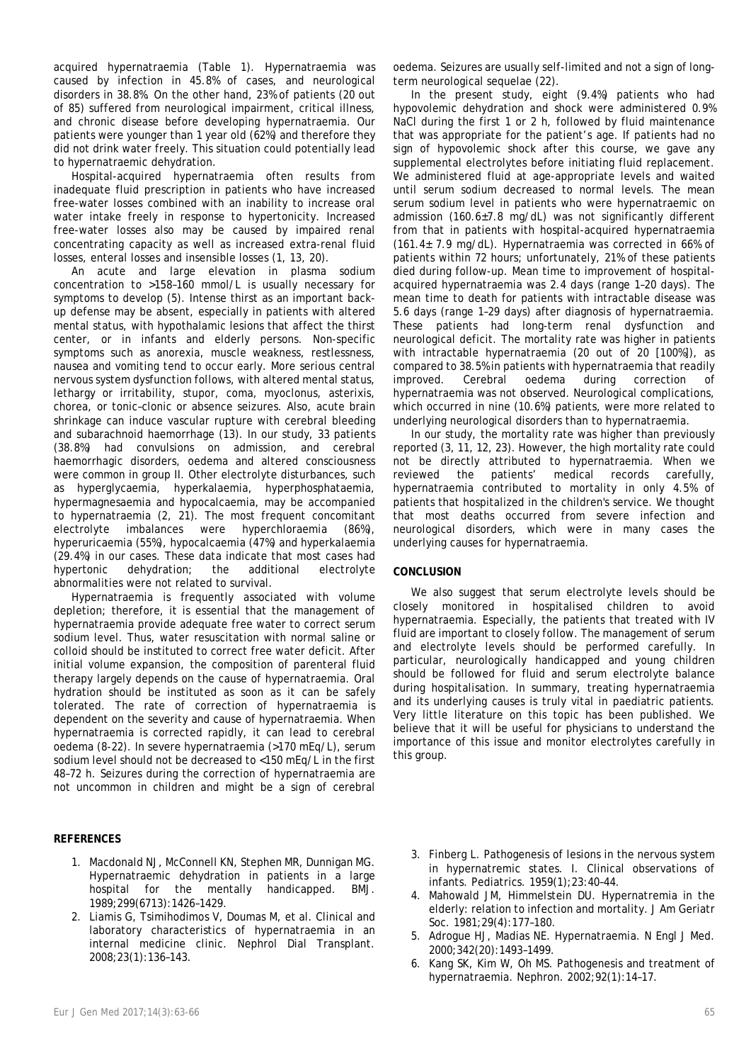acquired hypernatraemia (Table 1). Hypernatraemia was caused by infection in 45.8% of cases, and neurological disorders in 38.8%. On the other hand, 23% of patients (20 out of 85) suffered from neurological impairment, critical illness, and chronic disease before developing hypernatraemia. Our patients were younger than 1 year old (62%) and therefore they did not drink water freely. This situation could potentially lead to hypernatraemic dehydration.

Hospital-acquired hypernatraemia often results from inadequate fluid prescription in patients who have increased free-water losses combined with an inability to increase oral water intake freely in response to hypertonicity. Increased free-water losses also may be caused by impaired renal concentrating capacity as well as increased extra-renal fluid losses, enteral losses and insensible losses (1, 13, 20).

An acute and large elevation in plasma sodium concentration to >158–160 mmol/L is usually necessary for symptoms to develop (5). Intense thirst as an important back-up defense may be absent, especially in patients with altered mental status, with hypothalamic lesions that affect the thirst center, or in infants and elderly persons. Non-specific symptoms such as anorexia, muscle weakness, restlessness, nausea and vomiting tend to occur early. More serious central nervous system dysfunction follows, with altered mental status, lethargy or irritability, stupor, coma, myoclonus, asterixis, chorea, or tonic–clonic or absence seizures. Also, acute brain shrinkage can induce vascular rupture with cerebral bleeding and subarachnoid haemorrhage (13). In our study, 33 patients (38.8%) had convulsions on admission, and cerebral haemorrhagic disorders, oedema and altered consciousness were common in group II. Other electrolyte disturbances, such as hyperglycaemia, hyperkalaemia, hyperphosphataemia, hypermagnesaemia and hypocalcaemia, may be accompanied to hypernatraemia (2, 21). The most frequent concomitant electrolyte imbalances were hyperchloraemia (86%), hyperuricaemia (55%), hypocalcaemia (47%) and hyperkalaemia (29.4%) in our cases. These data indicate that most cases had hypertonic dehydration; the additional electrolyte abnormalities were not related to survival.

Hypernatraemia is frequently associated with volume depletion; therefore, it is essential that the management of hypernatraemia provide adequate free water to correct serum sodium level. Thus, water resuscitation with normal saline or colloid should be instituted to correct free water deficit. After initial volume expansion, the composition of parenteral fluid therapy largely depends on the cause of hypernatraemia. Oral hydration should be instituted as soon as it can be safely tolerated. The rate of correction of hypernatraemia is dependent on the severity and cause of hypernatraemia. When hypernatraemia is corrected rapidly, it can lead to cerebral oedema (8-22). In severe hypernatraemia (>170 mEq/L), serum sodium level should not be decreased to <150 mEq/L in the first 48–72 h. Seizures during the correction of hypernatraemia are not uncommon in children and might be a sign of cerebral oedema. Seizures are usually self-limited and not a sign of long-term neurological sequelae (22).

In the present study, eight (9.4%) patients who had hypovolemic dehydration and shock were administered 0.9% NaCl during the first 1 or 2 h, followed by fluid maintenance that was appropriate for the patient's age. If patients had no sign of hypovolemic shock after this course, we gave any supplemental electrolytes before initiating fluid replacement. We administered fluid at age-appropriate levels and waited until serum sodium decreased to normal levels. The mean serum sodium level in patients who were hypernatraemic on admission (160.6±7.8 mg/dL) was not significantly different from that in patients with hospital-acquired hypernatraemia (161.4± 7.9 mg/dL). Hypernatraemia was corrected in 66% of patients within 72 hours; unfortunately, 21% of these patients died during follow-up. Mean time to improvement of hospital-acquired hypernatraemia was 2.4 days (range 1–20 days). The mean time to death for patients with intractable disease was 5.6 days (range 1–29 days) after diagnosis of hypernatraemia. These patients had long-term renal dysfunction and neurological deficit. The mortality rate was higher in patients with intractable hypernatraemia (20 out of 20 [100%]), as compared to 38.5% in patients with hypernatraemia that readily improved. Cerebral oedema during correction of hypernatraemia was not observed. Neurological complications, which occurred in nine (10.6%) patients, were more related to underlying neurological disorders than to hypernatraemia.

In our study, the mortality rate was higher than previously reported (3, 11, 12, 23). However, the high mortality rate could not be directly attributed to hypernatraemia. When we reviewed the patients' medical records carefully, hypernatraemia contributed to mortality in only 4.5% of patients that hospitalized in the children's service. We thought that most deaths occurred from severe infection and neurological disorders, which were in many cases the underlying causes for hypernatraemia.

## CONCLUSION

We also suggest that serum electrolyte levels should be closely monitored in hospitalised children to avoid hypernatraemia. Especially, the patients that treated with IV fluid are important to closely follow. The management of serum and electrolyte levels should be performed carefully. In particular, neurologically handicapped and young children should be followed for fluid and serum electrolyte balance during hospitalisation. In summary, treating hypernatraemia and its underlying causes is truly vital in paediatric patients. Very little literature on this topic has been published. We believe that it will be useful for physicians to understand the importance of this issue and monitor electrolytes carefully in this group.

## REFERENCES

1. Macdonald NJ, McConnell KN, Stephen MR, Dunnigan MG. Hypernatraemic dehydration in patients in a large hospital for the mentally handicapped. BMJ. 1989;299(6713):1426–1429.
2. Liamis G, Tsimihodimos V, Doumas M, et al. Clinical and laboratory characteristics of hypernatraemia in an internal medicine clinic. Nephrol Dial Transplant. 2008;23(1):136–143.
3. Finberg L. Pathogenesis of lesions in the nervous system in hypernatremic states. I. Clinical observations of infants. Pediatrics. 1959(1);23:40–44.
4. Mahowald JM, Himmelstein DU. Hypernatremia in the elderly: relation to infection and mortality. J Am Geriatr Soc. 1981;29(4):177–180.
5. Adrogue HJ, Madias NE. Hypernatraemia. N Engl J Med. 2000;342(20):1493–1499.
6. Kang SK, Kim W, Oh MS. Pathogenesis and treatment of hypernatraemia. Nephron. 2002;92(1):14–17.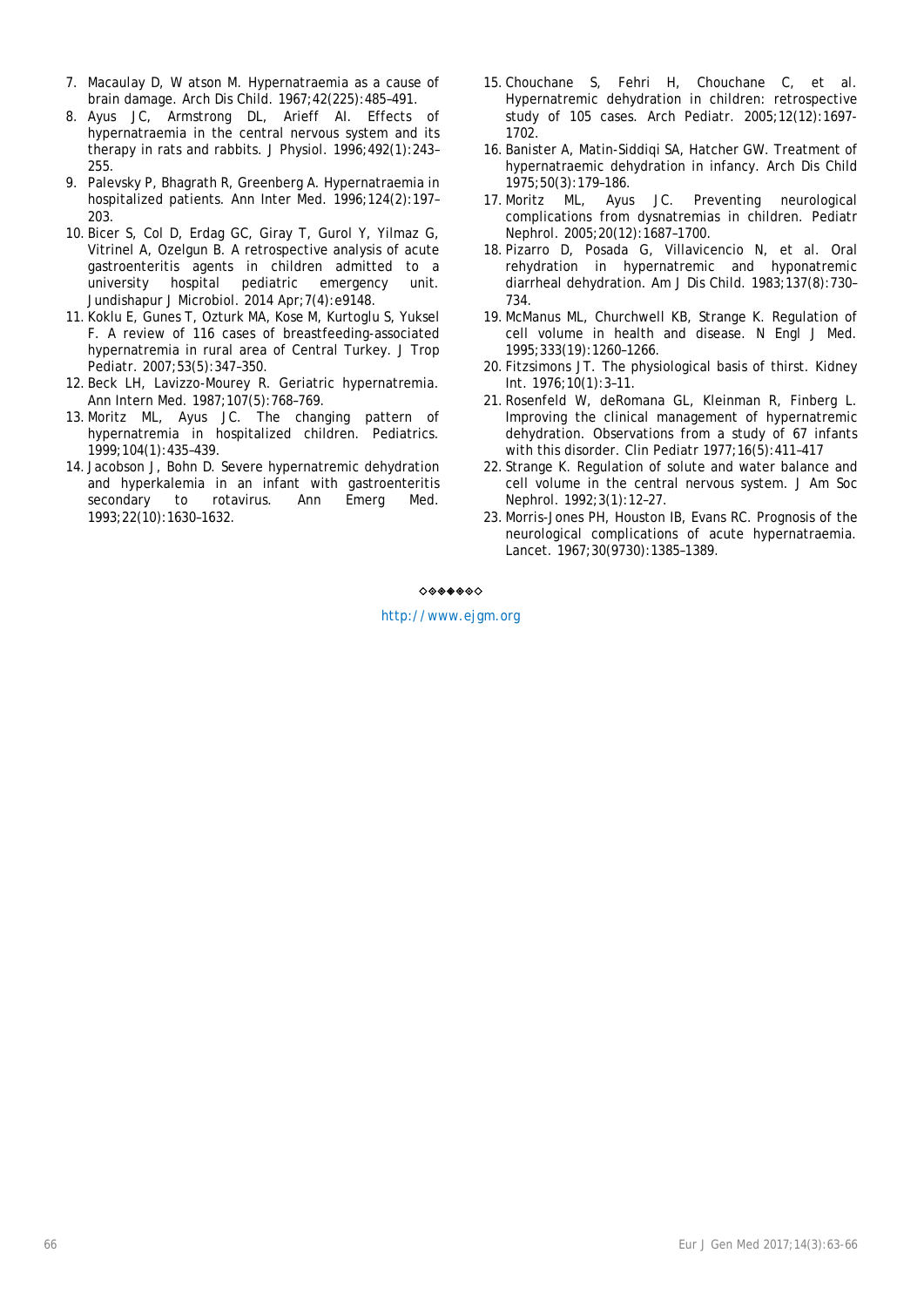7. Macaulay D, W atson M. Hypernatraemia as a cause of brain damage. Arch Dis Child. 1967;42(225):485–491.
8. Ayus JC, Armstrong DL, Arieff AI. Effects of hypernatraemia in the central nervous system and its therapy in rats and rabbits. J Physiol. 1996;492(1):243–255.
9. Palevsky P, Bhagrath R, Greenberg A. Hypernatraemia in hospitalized patients. Ann Inter Med. 1996;124(2):197–203.
10. Bicer S, Col D, Erdag GC, Giray T, Gurol Y, Yilmaz G, Vitrinel A, Ozelgun B. A retrospective analysis of acute gastroenteritis agents in children admitted to a university hospital pediatric emergency unit. Jundishapur J Microbiol. 2014 Apr;7(4):e9148.
11. Koklu E, Gunes T, Ozturk MA, Kose M, Kurtoglu S, Yuksel F. A review of 116 cases of breastfeeding-associated hypernatremia in rural area of Central Turkey. J Trop Pediatr. 2007;53(5):347–350.
12. Beck LH, Lavizzo-Mourey R. Geriatric hypernatremia. Ann Intern Med. 1987;107(5):768–769.
13. Moritz ML, Ayus JC. The changing pattern of hypernatremia in hospitalized children. Pediatrics. 1999;104(1):435–439.
14. Jacobson J, Bohn D. Severe hypernatremic dehydration and hyperkalemia in an infant with gastroenteritis secondary to rotavirus. Ann Emerg Med. 1993;22(10):1630–1632.
15. Chouchane S, Fehri H, Chouchane C, et al. Hypernatremic dehydration in children: retrospective study of 105 cases. Arch Pediatr. 2005;12(12):1697-1702.
16. Banister A, Matin-Siddiqi SA, Hatcher GW. Treatment of hypernatraemic dehydration in infancy. Arch Dis Child 1975;50(3):179–186.
17. Moritz ML, Ayus JC. Preventing neurological complications from dysnatremias in children. Pediatr Nephrol. 2005;20(12):1687–1700.
18. Pizarro D, Posada G, Villavicencio N, et al. Oral rehydration in hypernatremic and hyponatremic diarrheal dehydration. Am J Dis Child. 1983;137(8):730–734.
19. McManus ML, Churchwell KB, Strange K. Regulation of cell volume in health and disease. N Engl J Med. 1995;333(19):1260–1266.
20. Fitzsimons JT. The physiological basis of thirst. Kidney Int. 1976;10(1):3–11.
21. Rosenfeld W, deRomana GL, Kleinman R, Finberg L. Improving the clinical management of hypernatremic dehydration. Observations from a study of 67 infants with this disorder. Clin Pediatr 1977;16(5):411–417
22. Strange K. Regulation of solute and water balance and cell volume in the central nervous system. J Am Soc Nephrol. 1992;3(1):12–27.
23. Morris-Jones PH, Houston IB, Evans RC. Prognosis of the neurological complications of acute hypernatraemia. Lancet. 1967;30(9730):1385–1389.

◇◈◈◆◈◈◇

http://www.ejgm.org